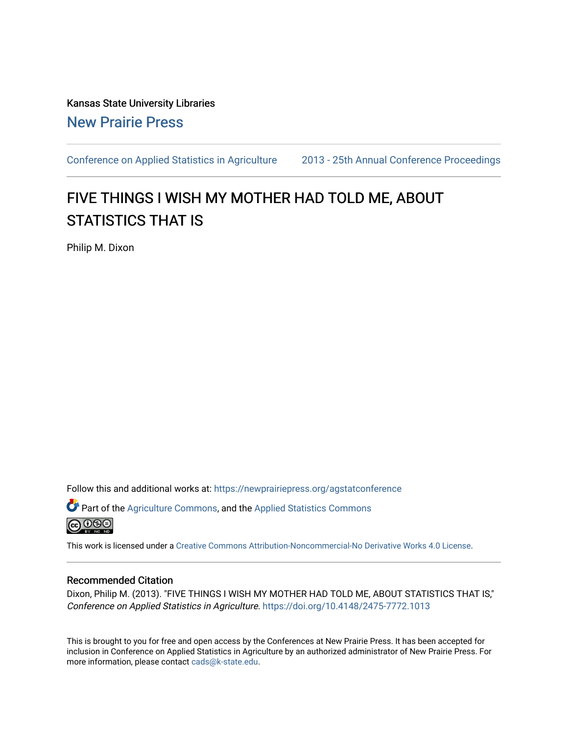Kansas State University Libraries

New Prairie Press

Conference on Applied Statistics in Agriculture | 2013 - 25th Annual Conference Proceedings

# FIVE THINGS I WISH MY MOTHER HAD TOLD ME, ABOUT STATISTICS THAT IS

Philip M. Dixon

Follow this and additional works at: https://newprairiepress.org/agstatconference

Part of the Agriculture Commons, and the Applied Statistics Commons

This work is licensed under a Creative Commons Attribution-Noncommercial-No Derivative Works 4.0 License.

## Recommended Citation

Dixon, Philip M. (2013). "FIVE THINGS I WISH MY MOTHER HAD TOLD ME, ABOUT STATISTICS THAT IS," *Conference on Applied Statistics in Agriculture*. https://doi.org/10.4148/2475-7772.1013

This is brought to you for free and open access by the Conferences at New Prairie Press. It has been accepted for inclusion in Conference on Applied Statistics in Agriculture by an authorized administrator of New Prairie Press. For more information, please contact cads@k-state.edu.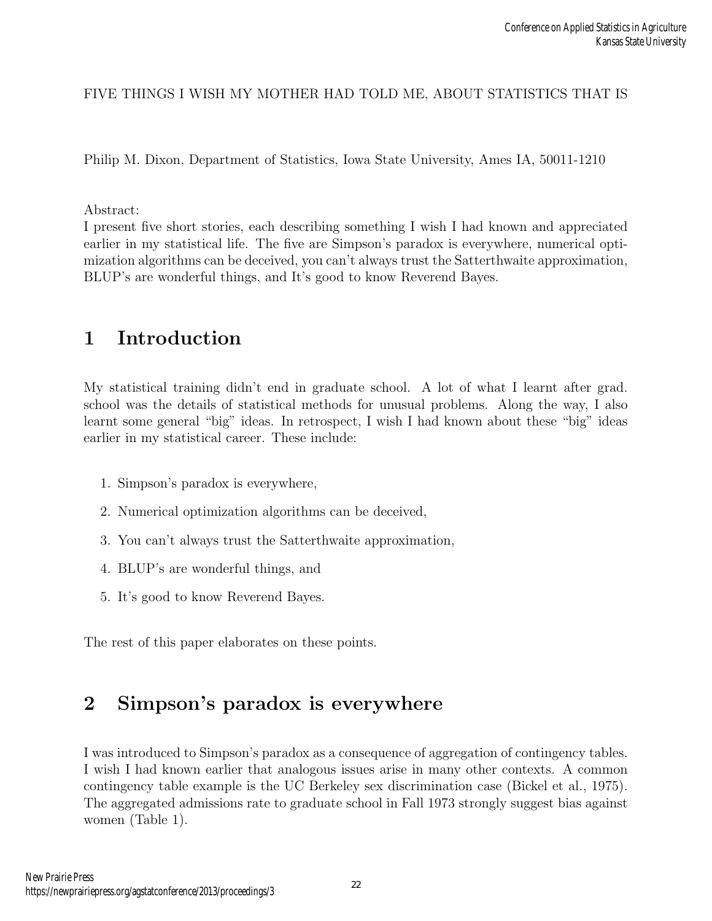FIVE THINGS I WISH MY MOTHER HAD TOLD ME, ABOUT STATISTICS THAT IS

Philip M. Dixon, Department of Statistics, Iowa State University, Ames IA, 50011-1210

Abstract:
I present five short stories, each describing something I wish I had known and appreciated earlier in my statistical life. The five are Simpson's paradox is everywhere, numerical optimization algorithms can be deceived, you can't always trust the Satterthwaite approximation, BLUP's are wonderful things, and It's good to know Reverend Bayes.

# 1 Introduction

My statistical training didn't end in graduate school. A lot of what I learnt after grad. school was the details of statistical methods for unusual problems. Along the way, I also learnt some general "big" ideas. In retrospect, I wish I had known about these "big" ideas earlier in my statistical career. These include:

1. Simpson's paradox is everywhere,
2. Numerical optimization algorithms can be deceived,
3. You can't always trust the Satterthwaite approximation,
4. BLUP's are wonderful things, and
5. It's good to know Reverend Bayes.

The rest of this paper elaborates on these points.

# 2 Simpson's paradox is everywhere

I was introduced to Simpson's paradox as a consequence of aggregation of contingency tables. I wish I had known earlier that analogous issues arise in many other contexts. A common contingency table example is the UC Berkeley sex discrimination case (Bickel et al., 1975). The aggregated admissions rate to graduate school in Fall 1973 strongly suggest bias against women (Table 1).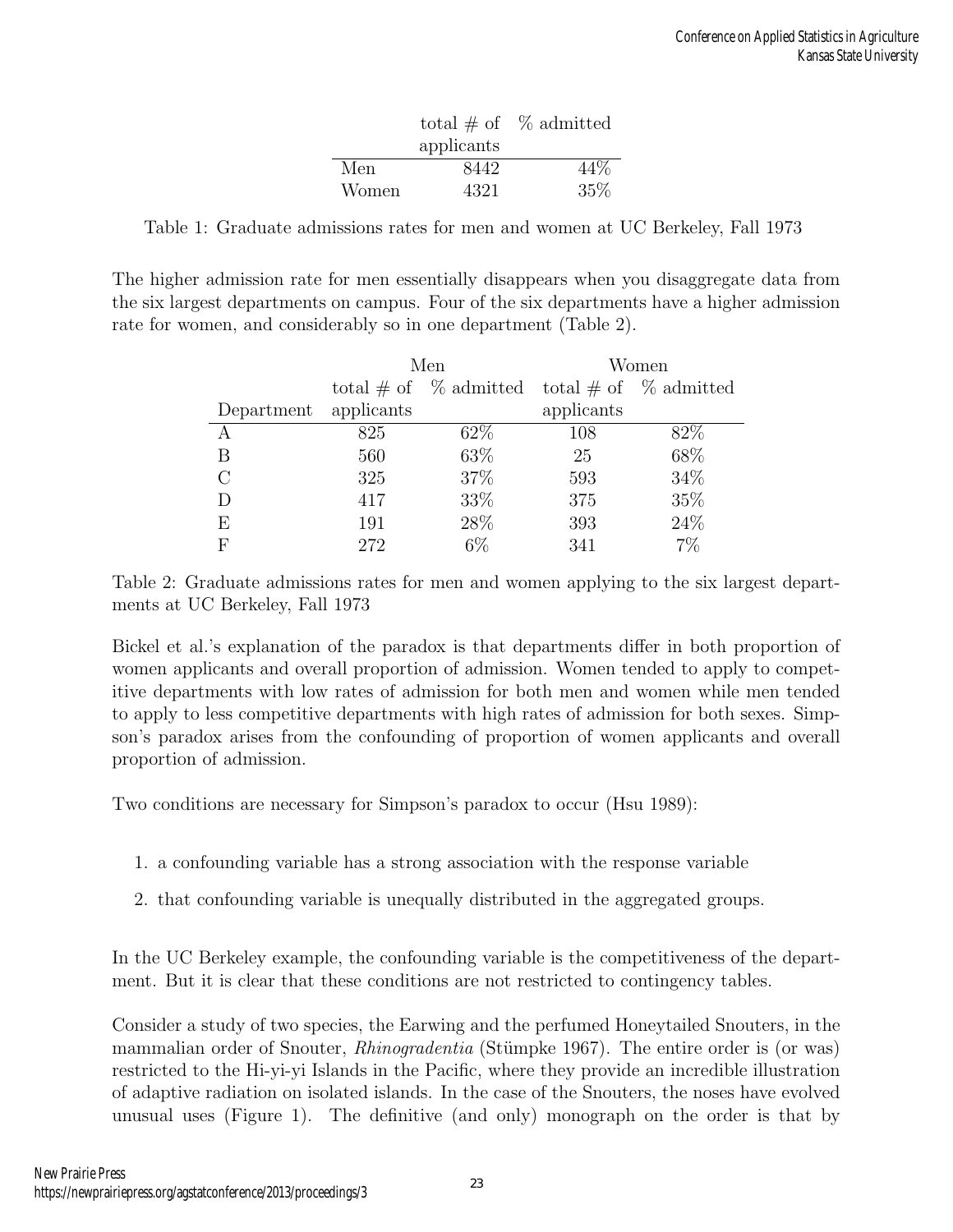| | total # of applicants | % admitted |
|---|---|---|
| Men | 8442 | 44% |
| Women | 4321 | 35% |

Table 1: Graduate admissions rates for men and women at UC Berkeley, Fall 1973

The higher admission rate for men essentially disappears when you disaggregate data from the six largest departments on campus. Four of the six departments have a higher admission rate for women, and considerably so in one department (Table 2).

| | Men | | Women | |
|---|---|---|---|---|
| Department | total # of applicants | % admitted | total # of applicants | % admitted |
| A | 825 | 62% | 108 | 82% |
| B | 560 | 63% | 25 | 68% |
| C | 325 | 37% | 593 | 34% |
| D | 417 | 33% | 375 | 35% |
| E | 191 | 28% | 393 | 24% |
| F | 272 | 6% | 341 | 7% |

Table 2: Graduate admissions rates for men and women applying to the six largest departments at UC Berkeley, Fall 1973

Bickel et al.'s explanation of the paradox is that departments differ in both proportion of women applicants and overall proportion of admission. Women tended to apply to competitive departments with low rates of admission for both men and women while men tended to apply to less competitive departments with high rates of admission for both sexes. Simpson's paradox arises from the confounding of proportion of women applicants and overall proportion of admission.

Two conditions are necessary for Simpson's paradox to occur (Hsu 1989):

1. a confounding variable has a strong association with the response variable
2. that confounding variable is unequally distributed in the aggregated groups.

In the UC Berkeley example, the confounding variable is the competitiveness of the department. But it is clear that these conditions are not restricted to contingency tables.

Consider a study of two species, the Earwing and the perfumed Honeytailed Snouters, in the mammalian order of Snouter, *Rhinogradentia* (Stümpke 1967). The entire order is (or was) restricted to the Hi-yi-yi Islands in the Pacific, where they provide an incredible illustration of adaptive radiation on isolated islands. In the case of the Snouters, the noses have evolved unusual uses (Figure 1). The definitive (and only) monograph on the order is that by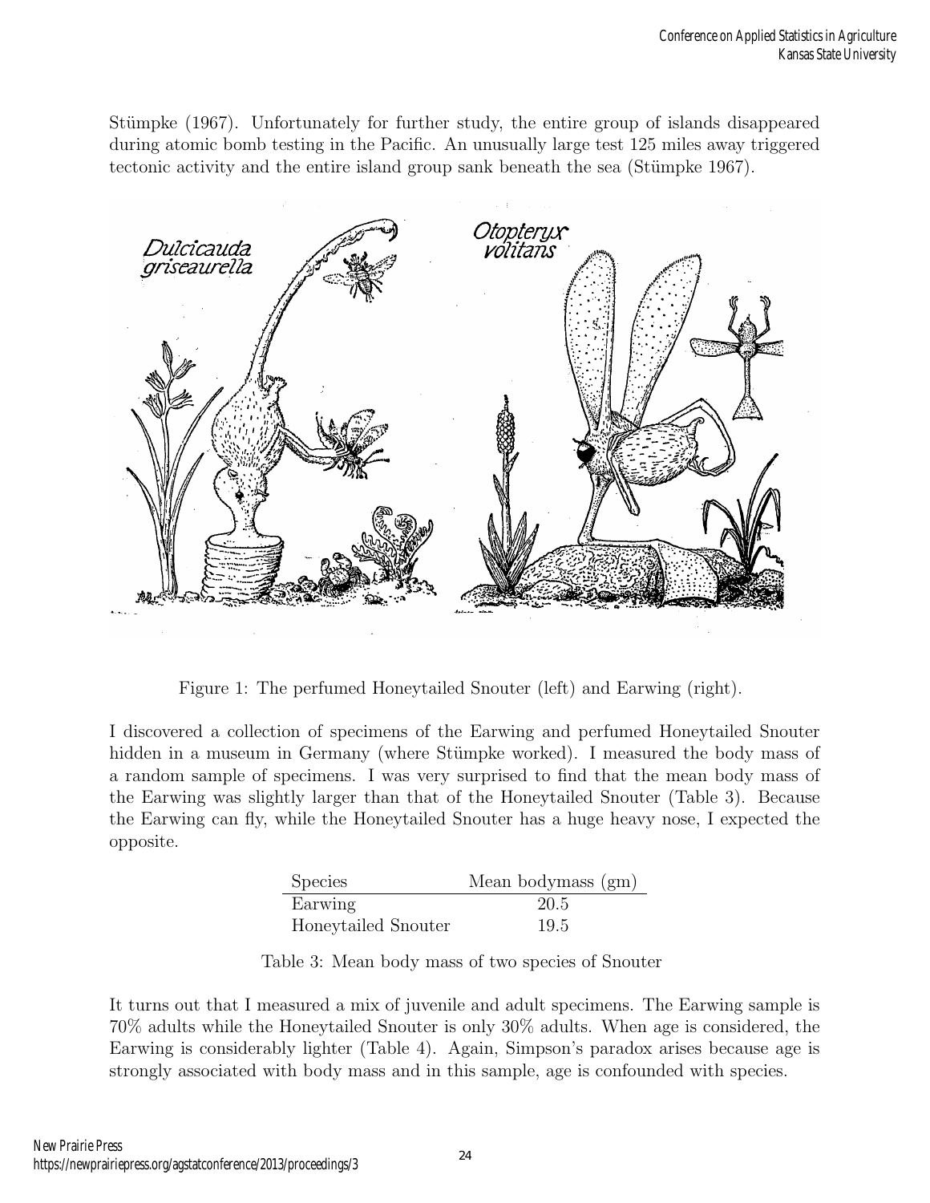Stümpke (1967). Unfortunately for further study, the entire group of islands disappeared during atomic bomb testing in the Pacific. An unusually large test 125 miles away triggered tectonic activity and the entire island group sank beneath the sea (Stümpke 1967).

Figure 1: The perfumed Honeytailed Snouter (left) and Earwing (right).

I discovered a collection of specimens of the Earwing and perfumed Honeytailed Snouter hidden in a museum in Germany (where Stümpke worked). I measured the body mass of a random sample of specimens. I was very surprised to find that the mean body mass of the Earwing was slightly larger than that of the Honeytailed Snouter (Table 3). Because the Earwing can fly, while the Honeytailed Snouter has a huge heavy nose, I expected the opposite.

| Species | Mean bodymass (gm) |
|---|---|
| Earwing | 20.5 |
| Honeytailed Snouter | 19.5 |

Table 3: Mean body mass of two species of Snouter

It turns out that I measured a mix of juvenile and adult specimens. The Earwing sample is 70% adults while the Honeytailed Snouter is only 30% adults. When age is considered, the Earwing is considerably lighter (Table 4). Again, Simpson's paradox arises because age is strongly associated with body mass and in this sample, age is confounded with species.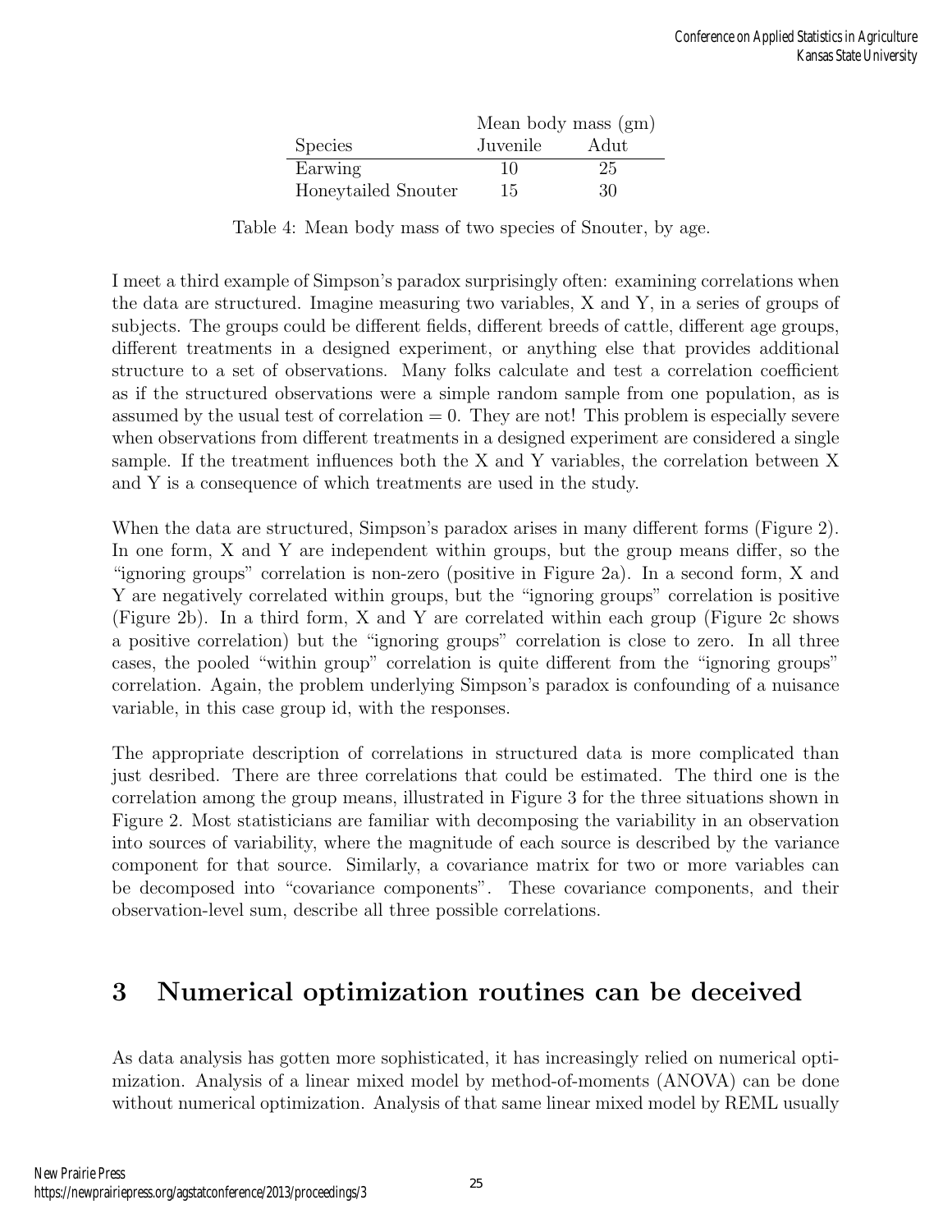| Species | Mean body mass (gm) | |
|---|---|---|
| | Juvenile | Adut |
| Earwing | 10 | 25 |
| Honeytailed Snouter | 15 | 30 |

Table 4: Mean body mass of two species of Snouter, by age.

I meet a third example of Simpson's paradox surprisingly often: examining correlations when the data are structured. Imagine measuring two variables, X and Y, in a series of groups of subjects. The groups could be different fields, different breeds of cattle, different age groups, different treatments in a designed experiment, or anything else that provides additional structure to a set of observations. Many folks calculate and test a correlation coefficient as if the structured observations were a simple random sample from one population, as is assumed by the usual test of correlation = 0. They are not! This problem is especially severe when observations from different treatments in a designed experiment are considered a single sample. If the treatment influences both the X and Y variables, the correlation between X and Y is a consequence of which treatments are used in the study.

When the data are structured, Simpson's paradox arises in many different forms (Figure 2). In one form, X and Y are independent within groups, but the group means differ, so the "ignoring groups" correlation is non-zero (positive in Figure 2a). In a second form, X and Y are negatively correlated within groups, but the "ignoring groups" correlation is positive (Figure 2b). In a third form, X and Y are correlated within each group (Figure 2c shows a positive correlation) but the "ignoring groups" correlation is close to zero. In all three cases, the pooled "within group" correlation is quite different from the "ignoring groups" correlation. Again, the problem underlying Simpson's paradox is confounding of a nuisance variable, in this case group id, with the responses.

The appropriate description of correlations in structured data is more complicated than just desribed. There are three correlations that could be estimated. The third one is the correlation among the group means, illustrated in Figure 3 for the three situations shown in Figure 2. Most statisticians are familiar with decomposing the variability in an observation into sources of variability, where the magnitude of each source is described by the variance component for that source. Similarly, a covariance matrix for two or more variables can be decomposed into "covariance components". These covariance components, and their observation-level sum, describe all three possible correlations.

## 3 Numerical optimization routines can be deceived

As data analysis has gotten more sophisticated, it has increasingly relied on numerical optimization. Analysis of a linear mixed model by method-of-moments (ANOVA) can be done without numerical optimization. Analysis of that same linear mixed model by REML usually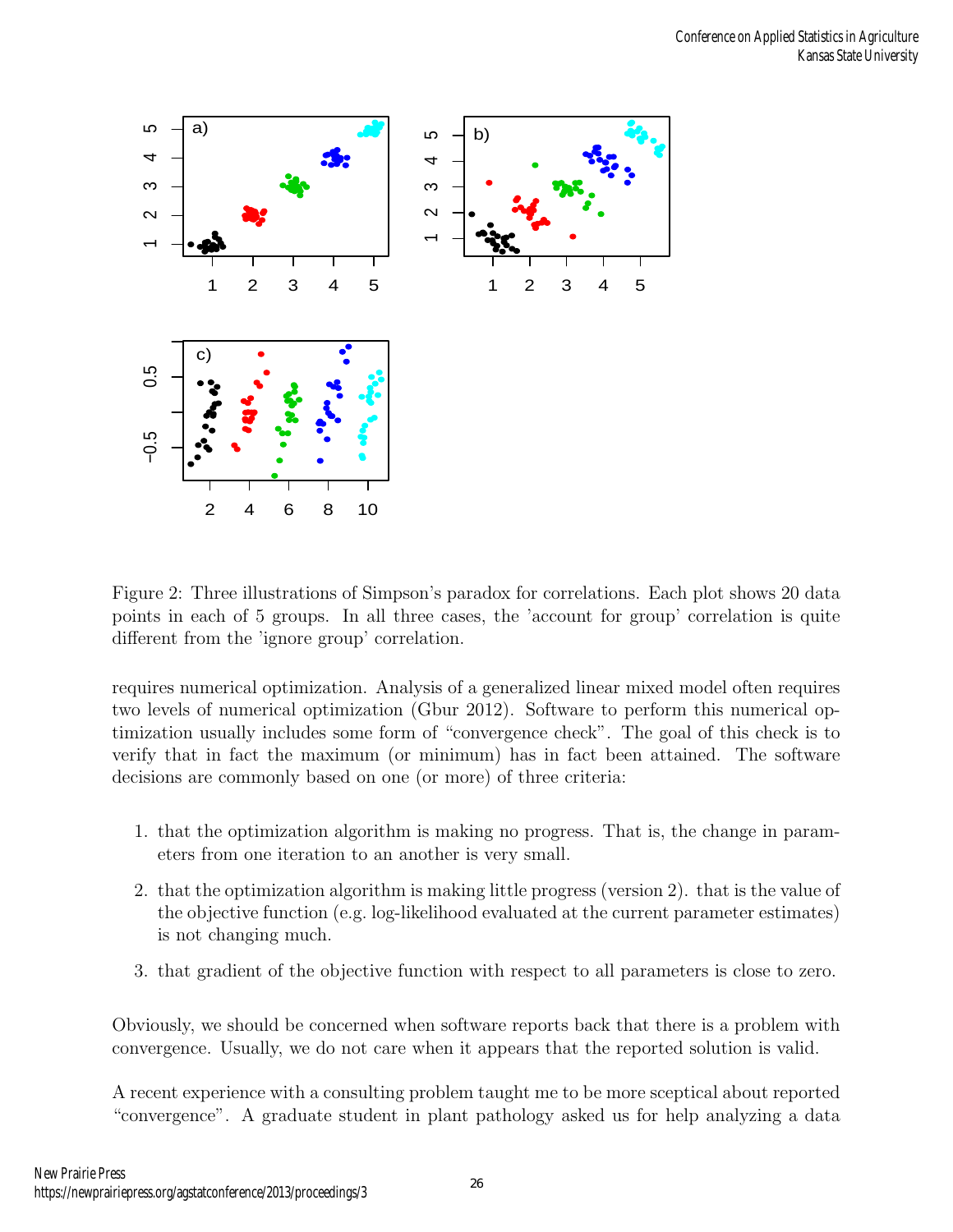Figure 2: Three illustrations of Simpson's paradox for correlations. Each plot shows 20 data points in each of 5 groups. In all three cases, the 'account for group' correlation is quite different from the 'ignore group' correlation.

requires numerical optimization. Analysis of a generalized linear mixed model often requires two levels of numerical optimization (Gbur 2012). Software to perform this numerical optimization usually includes some form of "convergence check". The goal of this check is to verify that in fact the maximum (or minimum) has in fact been attained. The software decisions are commonly based on one (or more) of three criteria:

1. that the optimization algorithm is making no progress. That is, the change in parameters from one iteration to an another is very small.
2. that the optimization algorithm is making little progress (version 2). that is the value of the objective function (e.g. log-likelihood evaluated at the current parameter estimates) is not changing much.
3. that gradient of the objective function with respect to all parameters is close to zero.

Obviously, we should be concerned when software reports back that there is a problem with convergence. Usually, we do not care when it appears that the reported solution is valid.

A recent experience with a consulting problem taught me to be more sceptical about reported "convergence". A graduate student in plant pathology asked us for help analyzing a data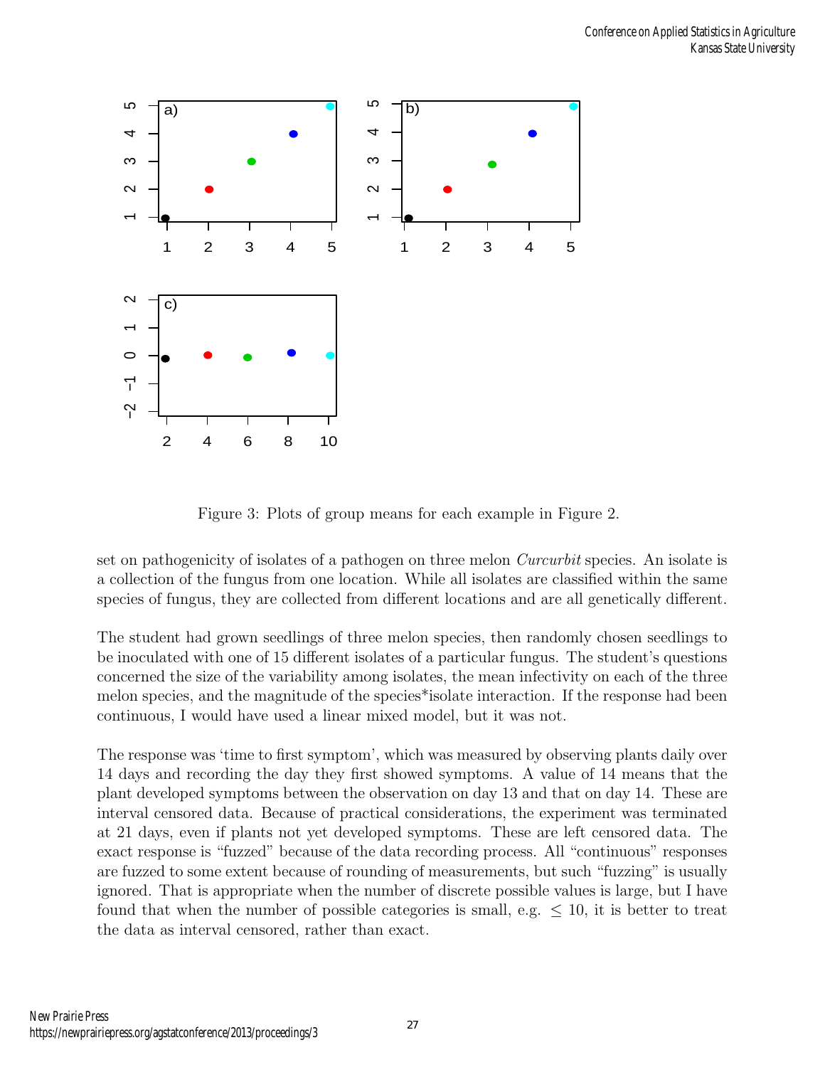Figure 3: Plots of group means for each example in Figure 2.

set on pathogenicity of isolates of a pathogen on three melon *Curcurbit* species. An isolate is a collection of the fungus from one location. While all isolates are classified within the same species of fungus, they are collected from different locations and are all genetically different.

The student had grown seedlings of three melon species, then randomly chosen seedlings to be inoculated with one of 15 different isolates of a particular fungus. The student's questions concerned the size of the variability among isolates, the mean infectivity on each of the three melon species, and the magnitude of the species*isolate interaction. If the response had been continuous, I would have used a linear mixed model, but it was not.

The response was 'time to first symptom', which was measured by observing plants daily over 14 days and recording the day they first showed symptoms. A value of 14 means that the plant developed symptoms between the observation on day 13 and that on day 14. These are interval censored data. Because of practical considerations, the experiment was terminated at 21 days, even if plants not yet developed symptoms. These are left censored data. The exact response is "fuzzed" because of the data recording process. All "continuous" responses are fuzzed to some extent because of rounding of measurements, but such "fuzzing" is usually ignored. That is appropriate when the number of discrete possible values is large, but I have found that when the number of possible categories is small, e.g. $\leq 10$, it is better to treat the data as interval censored, rather than exact.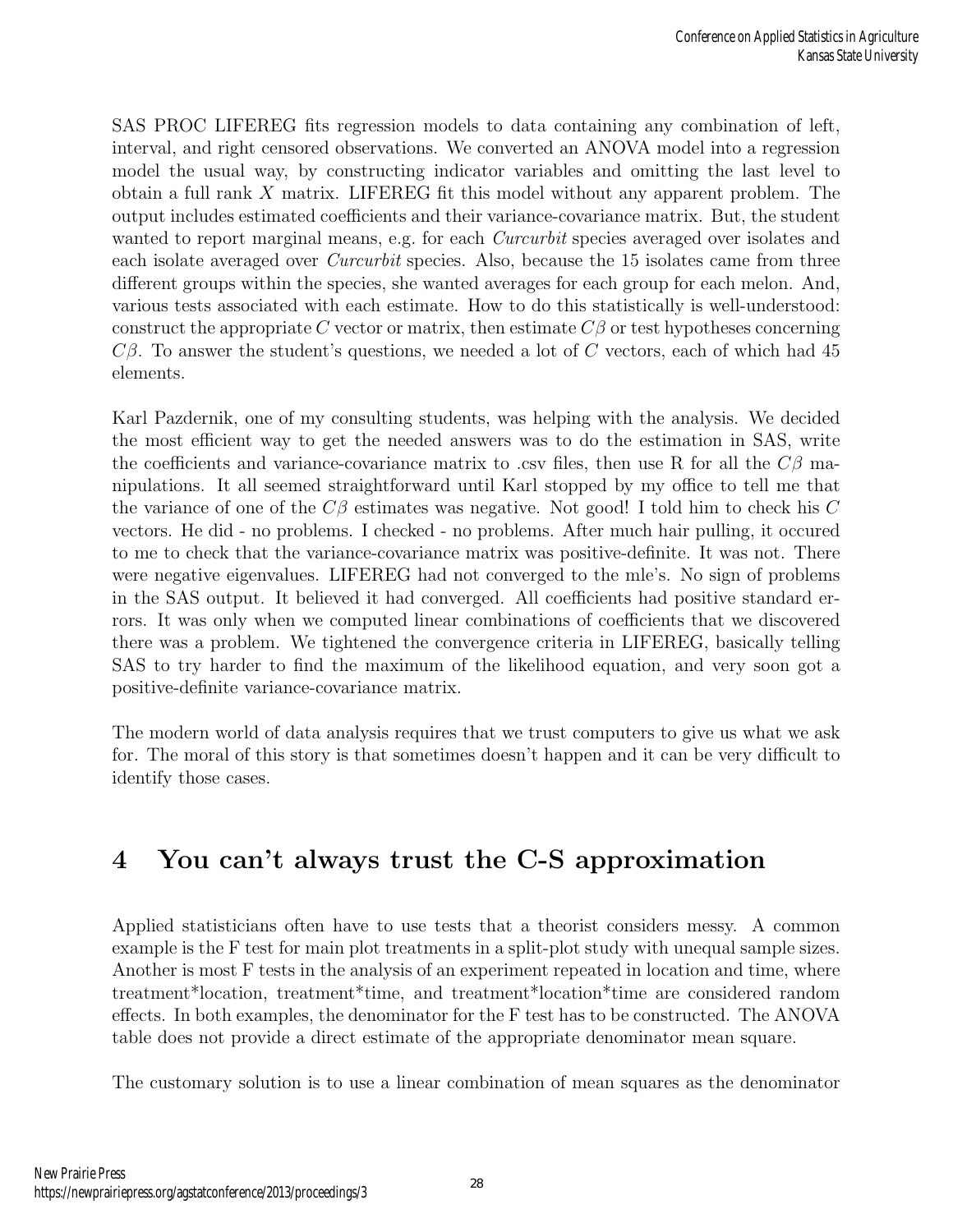SAS PROC LIFEREG fits regression models to data containing any combination of left, interval, and right censored observations. We converted an ANOVA model into a regression model the usual way, by constructing indicator variables and omitting the last level to obtain a full rank $X$ matrix. LIFEREG fit this model without any apparent problem. The output includes estimated coefficients and their variance-covariance matrix. But, the student wanted to report marginal means, e.g. for each *Curcurbit* species averaged over isolates and each isolate averaged over *Curcurbit* species. Also, because the 15 isolates came from three different groups within the species, she wanted averages for each group for each melon. And, various tests associated with each estimate. How to do this statistically is well-understood: construct the appropriate $C$ vector or matrix, then estimate $C\beta$ or test hypotheses concerning $C\beta$. To answer the student's questions, we needed a lot of $C$ vectors, each of which had 45 elements.

Karl Pazdernik, one of my consulting students, was helping with the analysis. We decided the most efficient way to get the needed answers was to do the estimation in SAS, write the coefficients and variance-covariance matrix to .csv files, then use R for all the $C\beta$ manipulations. It all seemed straightforward until Karl stopped by my office to tell me that the variance of one of the $C\beta$ estimates was negative. Not good! I told him to check his $C$ vectors. He did - no problems. I checked - no problems. After much hair pulling, it occured to me to check that the variance-covariance matrix was positive-definite. It was not. There were negative eigenvalues. LIFEREG had not converged to the mle's. No sign of problems in the SAS output. It believed it had converged. All coefficients had positive standard errors. It was only when we computed linear combinations of coefficients that we discovered there was a problem. We tightened the convergence criteria in LIFEREG, basically telling SAS to try harder to find the maximum of the likelihood equation, and very soon got a positive-definite variance-covariance matrix.

The modern world of data analysis requires that we trust computers to give us what we ask for. The moral of this story is that sometimes doesn't happen and it can be very difficult to identify those cases.

# 4 You can't always trust the C-S approximation

Applied statisticians often have to use tests that a theorist considers messy. A common example is the F test for main plot treatments in a split-plot study with unequal sample sizes. Another is most F tests in the analysis of an experiment repeated in location and time, where treatment*location, treatment*time, and treatment*location*time are considered random effects. In both examples, the denominator for the F test has to be constructed. The ANOVA table does not provide a direct estimate of the appropriate denominator mean square.

The customary solution is to use a linear combination of mean squares as the denominator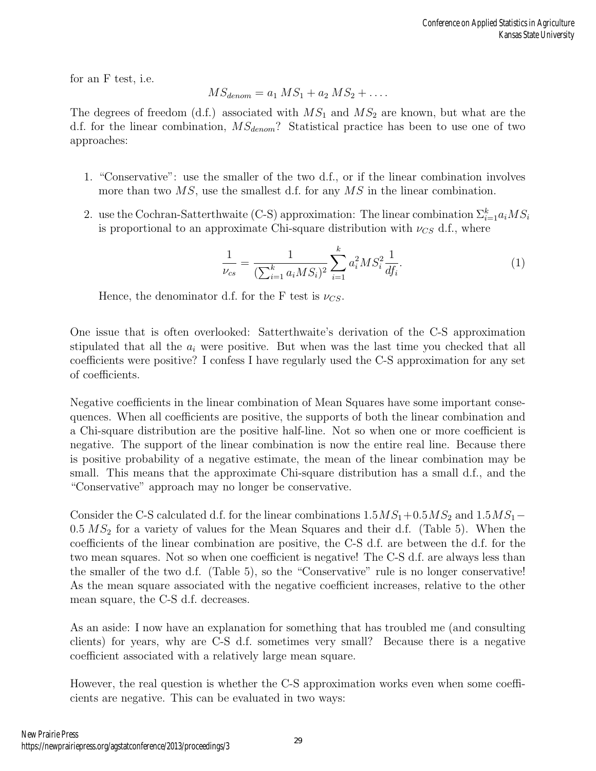for an F test, i.e.

$$MS_{denom} = a_1 \, MS_1 + a_2 \, MS_2 + \ldots .$$

The degrees of freedom (d.f.) associated with $MS_1$ and $MS_2$ are known, but what are the d.f. for the linear combination, $MS_{denom}$? Statistical practice has been to use one of two approaches:

1. "Conservative": use the smaller of the two d.f., or if the linear combination involves more than two $MS$, use the smallest d.f. for any $MS$ in the linear combination.
2. use the Cochran-Satterthwaite (C-S) approximation: The linear combination $\Sigma_{i=1}^{k} a_i MS_i$ is proportional to an approximate Chi-square distribution with $\nu_{CS}$ d.f., where

$$\frac{1}{\nu_{cs}} = \frac{1}{(\sum_{i=1}^{k} a_i MS_i)^2} \sum_{i=1}^{k} a_i^2 MS_i^2 \frac{1}{df_i}. \tag{1}$$

Hence, the denominator d.f. for the F test is $\nu_{CS}$.

One issue that is often overlooked: Satterthwaite's derivation of the C-S approximation stipulated that all the $a_i$ were positive. But when was the last time you checked that all coefficients were positive? I confess I have regularly used the C-S approximation for any set of coefficients.

Negative coefficients in the linear combination of Mean Squares have some important consequences. When all coefficients are positive, the supports of both the linear combination and a Chi-square distribution are the positive half-line. Not so when one or more coefficient is negative. The support of the linear combination is now the entire real line. Because there is positive probability of a negative estimate, the mean of the linear combination may be small. This means that the approximate Chi-square distribution has a small d.f., and the "Conservative" approach may no longer be conservative.

Consider the C-S calculated d.f. for the linear combinations $1.5 MS_1 + 0.5 MS_2$ and $1.5 MS_1 - 0.5 \, MS_2$ for a variety of values for the Mean Squares and their d.f. (Table 5). When the coefficients of the linear combination are positive, the C-S d.f. are between the d.f. for the two mean squares. Not so when one coefficient is negative! The C-S d.f. are always less than the smaller of the two d.f. (Table 5), so the "Conservative" rule is no longer conservative! As the mean square associated with the negative coefficient increases, relative to the other mean square, the C-S d.f. decreases.

As an aside: I now have an explanation for something that has troubled me (and consulting clients) for years, why are C-S d.f. sometimes very small? Because there is a negative coefficient associated with a relatively large mean square.

However, the real question is whether the C-S approximation works even when some coefficients are negative. This can be evaluated in two ways: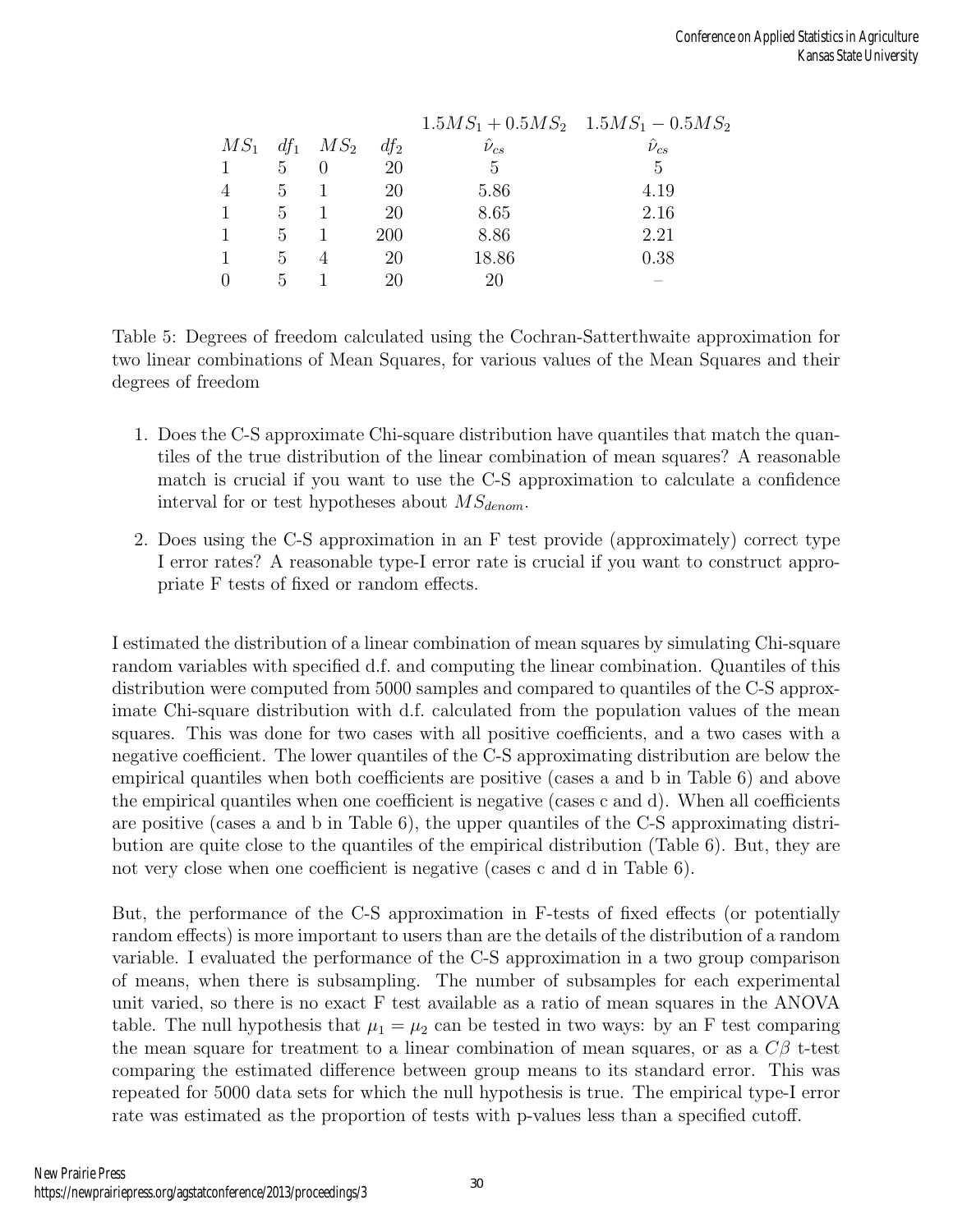| $MS_1$ | $df_1$ | $MS_2$ | $df_2$ | $1.5MS_1 + 0.5MS_2$ $\hat{\nu}_{cs}$ | $1.5MS_1 - 0.5MS_2$ $\hat{\nu}_{cs}$ |
|---|---|---|---|---|---|
| 1 | 5 | 0 | 20 | 5 | 5 |
| 4 | 5 | 1 | 20 | 5.86 | 4.19 |
| 1 | 5 | 1 | 20 | 8.65 | 2.16 |
| 1 | 5 | 1 | 200 | 8.86 | 2.21 |
| 1 | 5 | 4 | 20 | 18.86 | 0.38 |
| 0 | 5 | 1 | 20 | 20 | – |

Table 5: Degrees of freedom calculated using the Cochran-Satterthwaite approximation for two linear combinations of Mean Squares, for various values of the Mean Squares and their degrees of freedom

1. Does the C-S approximate Chi-square distribution have quantiles that match the quantiles of the true distribution of the linear combination of mean squares? A reasonable match is crucial if you want to use the C-S approximation to calculate a confidence interval for or test hypotheses about $MS_{denom}$.
2. Does using the C-S approximation in an F test provide (approximately) correct type I error rates? A reasonable type-I error rate is crucial if you want to construct appropriate F tests of fixed or random effects.

I estimated the distribution of a linear combination of mean squares by simulating Chi-square random variables with specified d.f. and computing the linear combination. Quantiles of this distribution were computed from 5000 samples and compared to quantiles of the C-S approximate Chi-square distribution with d.f. calculated from the population values of the mean squares. This was done for two cases with all positive coefficients, and a two cases with a negative coefficient. The lower quantiles of the C-S approximating distribution are below the empirical quantiles when both coefficients are positive (cases a and b in Table 6) and above the empirical quantiles when one coefficient is negative (cases c and d). When all coefficients are positive (cases a and b in Table 6), the upper quantiles of the C-S approximating distribution are quite close to the quantiles of the empirical distribution (Table 6). But, they are not very close when one coefficient is negative (cases c and d in Table 6).

But, the performance of the C-S approximation in F-tests of fixed effects (or potentially random effects) is more important to users than are the details of the distribution of a random variable. I evaluated the performance of the C-S approximation in a two group comparison of means, when there is subsampling. The number of subsamples for each experimental unit varied, so there is no exact F test available as a ratio of mean squares in the ANOVA table. The null hypothesis that $\mu_1 = \mu_2$ can be tested in two ways: by an F test comparing the mean square for treatment to a linear combination of mean squares, or as a $C\beta$ t-test comparing the estimated difference between group means to its standard error. This was repeated for 5000 data sets for which the null hypothesis is true. The empirical type-I error rate was estimated as the proportion of tests with p-values less than a specified cutoff.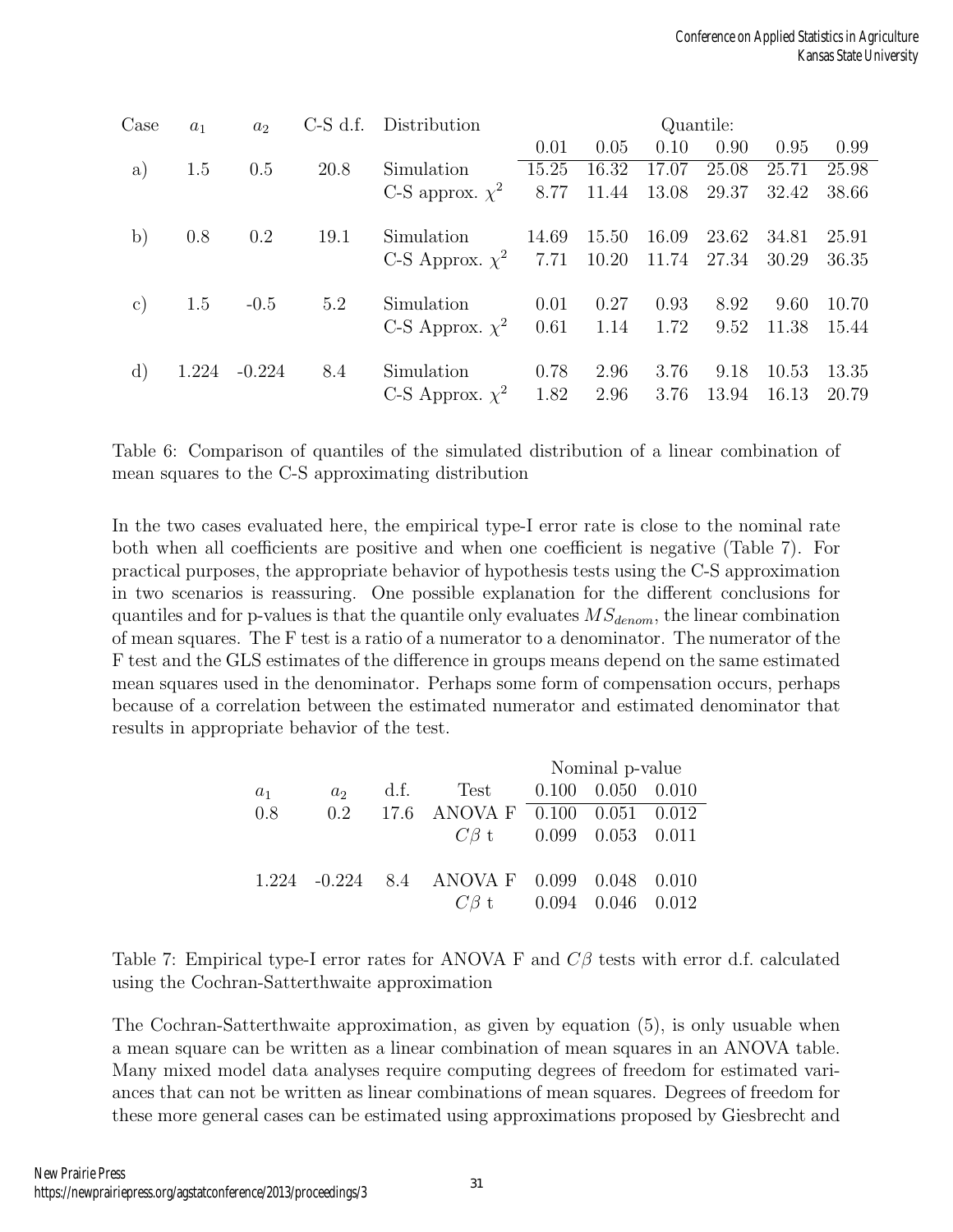| Case | $a_1$ | $a_2$ | C-S d.f. | Distribution | Quantile: | | | | | |
|---|---|---|---|---|---|---|---|---|---|---|
| | | | | | 0.01 | 0.05 | 0.10 | 0.90 | 0.95 | 0.99 |
| a) | 1.5 | 0.5 | 20.8 | Simulation | 15.25 | 16.32 | 17.07 | 25.08 | 25.71 | 25.98 |
| | | | | C-S approx. $\chi^2$ | 8.77 | 11.44 | 13.08 | 29.37 | 32.42 | 38.66 |
| b) | 0.8 | 0.2 | 19.1 | Simulation | 14.69 | 15.50 | 16.09 | 23.62 | 34.81 | 25.91 |
| | | | | C-S Approx. $\chi^2$ | 7.71 | 10.20 | 11.74 | 27.34 | 30.29 | 36.35 |
| c) | 1.5 | -0.5 | 5.2 | Simulation | 0.01 | 0.27 | 0.93 | 8.92 | 9.60 | 10.70 |
| | | | | C-S Approx. $\chi^2$ | 0.61 | 1.14 | 1.72 | 9.52 | 11.38 | 15.44 |
| d) | 1.224 | -0.224 | 8.4 | Simulation | 0.78 | 2.96 | 3.76 | 9.18 | 10.53 | 13.35 |
| | | | | C-S Approx. $\chi^2$ | 1.82 | 2.96 | 3.76 | 13.94 | 16.13 | 20.79 |

Table 6: Comparison of quantiles of the simulated distribution of a linear combination of mean squares to the C-S approximating distribution

In the two cases evaluated here, the empirical type-I error rate is close to the nominal rate both when all coefficients are positive and when one coefficient is negative (Table 7). For practical purposes, the appropriate behavior of hypothesis tests using the C-S approximation in two scenarios is reassuring. One possible explanation for the different conclusions for quantiles and for p-values is that the quantile only evaluates $MS_{denom}$, the linear combination of mean squares. The F test is a ratio of a numerator to a denominator. The numerator of the F test and the GLS estimates of the difference in groups means depend on the same estimated mean squares used in the denominator. Perhaps some form of compensation occurs, perhaps because of a correlation between the estimated numerator and estimated denominator that results in appropriate behavior of the test.

| $a_1$ | $a_2$ | d.f. | Test | Nominal p-value | | |
|---|---|---|---|---|---|---|
| | | | | 0.100 | 0.050 | 0.010 |
| 0.8 | 0.2 | 17.6 | ANOVA F | 0.100 | 0.051 | 0.012 |
| | | | $C\beta$ t | 0.099 | 0.053 | 0.011 |
| 1.224 | -0.224 | 8.4 | ANOVA F | 0.099 | 0.048 | 0.010 |
| | | | $C\beta$ t | 0.094 | 0.046 | 0.012 |

Table 7: Empirical type-I error rates for ANOVA F and $C\beta$ tests with error d.f. calculated using the Cochran-Satterthwaite approximation

The Cochran-Satterthwaite approximation, as given by equation (5), is only usuable when a mean square can be written as a linear combination of mean squares in an ANOVA table. Many mixed model data analyses require computing degrees of freedom for estimated variances that can not be written as linear combinations of mean squares. Degrees of freedom for these more general cases can be estimated using approximations proposed by Giesbrecht and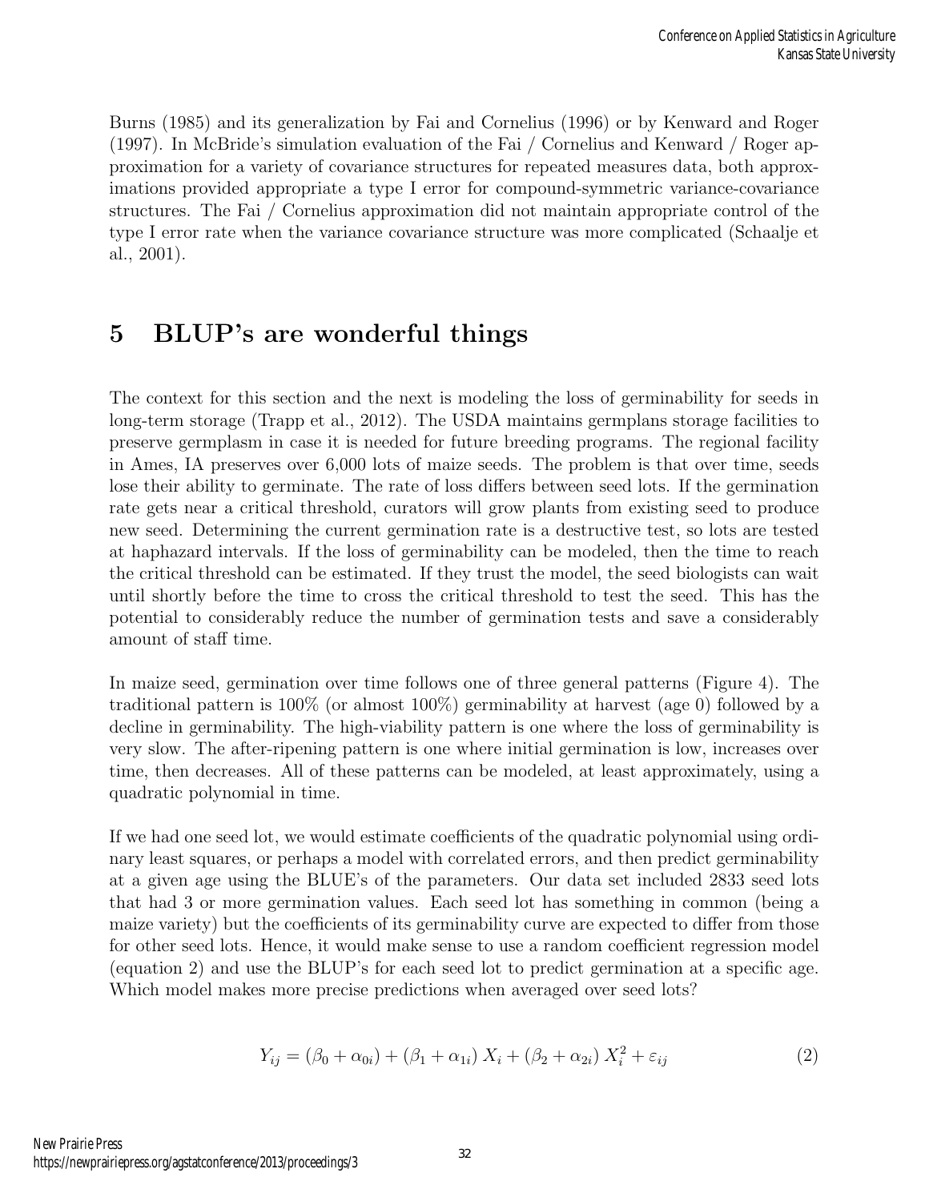Burns (1985) and its generalization by Fai and Cornelius (1996) or by Kenward and Roger (1997). In McBride's simulation evaluation of the Fai / Cornelius and Kenward / Roger approximation for a variety of covariance structures for repeated measures data, both approximations provided appropriate a type I error for compound-symmetric variance-covariance structures. The Fai / Cornelius approximation did not maintain appropriate control of the type I error rate when the variance covariance structure was more complicated (Schaalje et al., 2001).

## 5 BLUP's are wonderful things

The context for this section and the next is modeling the loss of germinability for seeds in long-term storage (Trapp et al., 2012). The USDA maintains germplans storage facilities to preserve germplasm in case it is needed for future breeding programs. The regional facility in Ames, IA preserves over 6,000 lots of maize seeds. The problem is that over time, seeds lose their ability to germinate. The rate of loss differs between seed lots. If the germination rate gets near a critical threshold, curators will grow plants from existing seed to produce new seed. Determining the current germination rate is a destructive test, so lots are tested at haphazard intervals. If the loss of germinability can be modeled, then the time to reach the critical threshold can be estimated. If they trust the model, the seed biologists can wait until shortly before the time to cross the critical threshold to test the seed. This has the potential to considerably reduce the number of germination tests and save a considerably amount of staff time.

In maize seed, germination over time follows one of three general patterns (Figure 4). The traditional pattern is 100% (or almost 100%) germinability at harvest (age 0) followed by a decline in germinability. The high-viability pattern is one where the loss of germinability is very slow. The after-ripening pattern is one where initial germination is low, increases over time, then decreases. All of these patterns can be modeled, at least approximately, using a quadratic polynomial in time.

If we had one seed lot, we would estimate coefficients of the quadratic polynomial using ordinary least squares, or perhaps a model with correlated errors, and then predict germinability at a given age using the BLUE's of the parameters. Our data set included 2833 seed lots that had 3 or more germination values. Each seed lot has something in common (being a maize variety) but the coefficients of its germinability curve are expected to differ from those for other seed lots. Hence, it would make sense to use a random coefficient regression model (equation 2) and use the BLUP's for each seed lot to predict germination at a specific age. Which model makes more precise predictions when averaged over seed lots?

$$Y_{ij} = (\beta_0 + \alpha_{0i}) + (\beta_1 + \alpha_{1i})\, X_i + (\beta_2 + \alpha_{2i})\, X_i^2 + \varepsilon_{ij} \tag{2}$$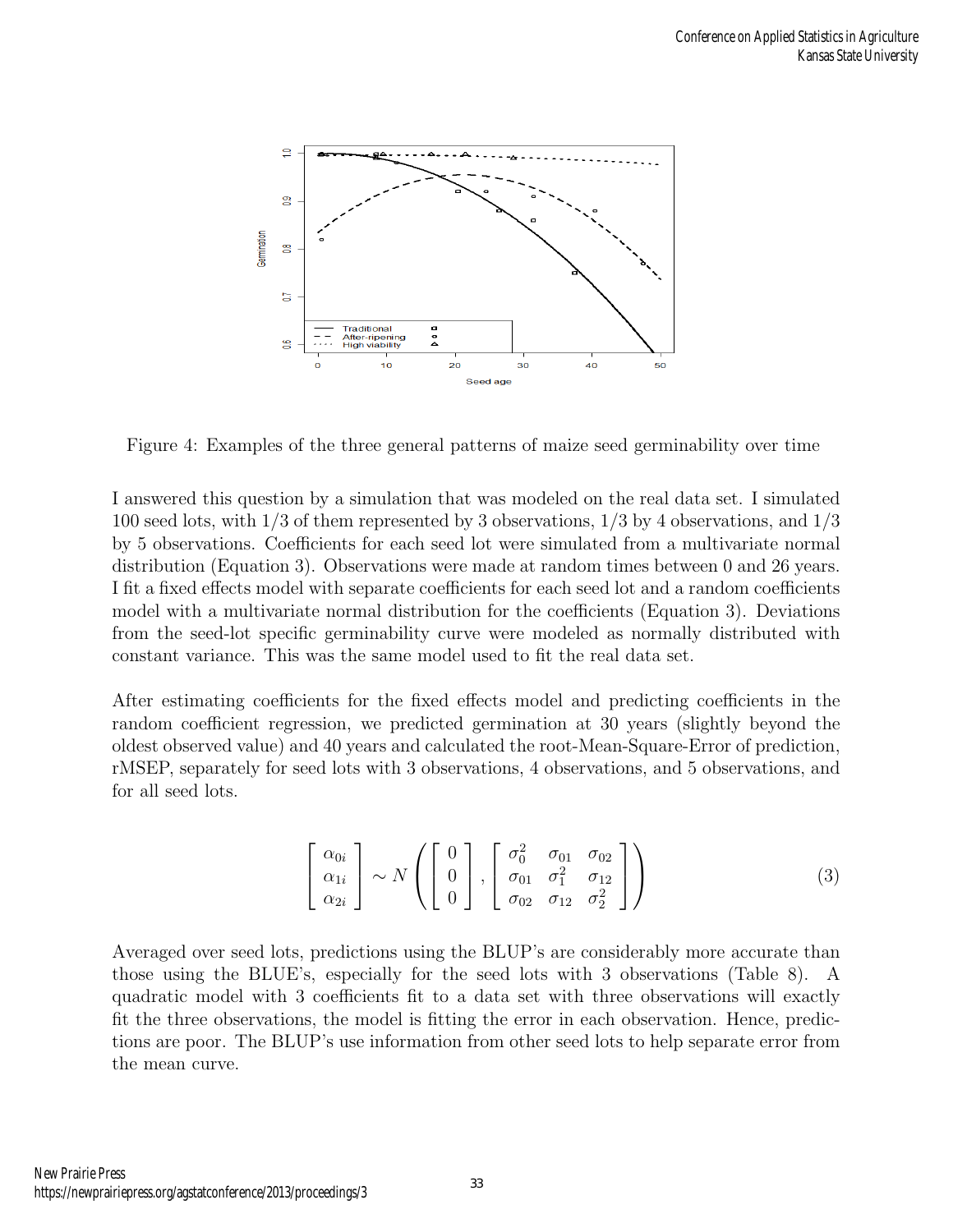Figure 4: Examples of the three general patterns of maize seed germinability over time

I answered this question by a simulation that was modeled on the real data set. I simulated 100 seed lots, with 1/3 of them represented by 3 observations, 1/3 by 4 observations, and 1/3 by 5 observations. Coefficients for each seed lot were simulated from a multivariate normal distribution (Equation 3). Observations were made at random times between 0 and 26 years. I fit a fixed effects model with separate coefficients for each seed lot and a random coefficients model with a multivariate normal distribution for the coefficients (Equation 3). Deviations from the seed-lot specific germinability curve were modeled as normally distributed with constant variance. This was the same model used to fit the real data set.

After estimating coefficients for the fixed effects model and predicting coefficients in the random coefficient regression, we predicted germination at 30 years (slightly beyond the oldest observed value) and 40 years and calculated the root-Mean-Square-Error of prediction, rMSEP, separately for seed lots with 3 observations, 4 observations, and 5 observations, and for all seed lots.

$$\begin{bmatrix} \alpha_{0i} \\ \alpha_{1i} \\ \alpha_{2i} \end{bmatrix} \sim N\left( \begin{bmatrix} 0 \\ 0 \\ 0 \end{bmatrix}, \begin{bmatrix} \sigma_0^2 & \sigma_{01} & \sigma_{02} \\ \sigma_{01} & \sigma_1^2 & \sigma_{12} \\ \sigma_{02} & \sigma_{12} & \sigma_2^2 \end{bmatrix} \right) \tag{3}$$

Averaged over seed lots, predictions using the BLUP's are considerably more accurate than those using the BLUE's, especially for the seed lots with 3 observations (Table 8). A quadratic model with 3 coefficients fit to a data set with three observations will exactly fit the three observations, the model is fitting the error in each observation. Hence, predictions are poor. The BLUP's use information from other seed lots to help separate error from the mean curve.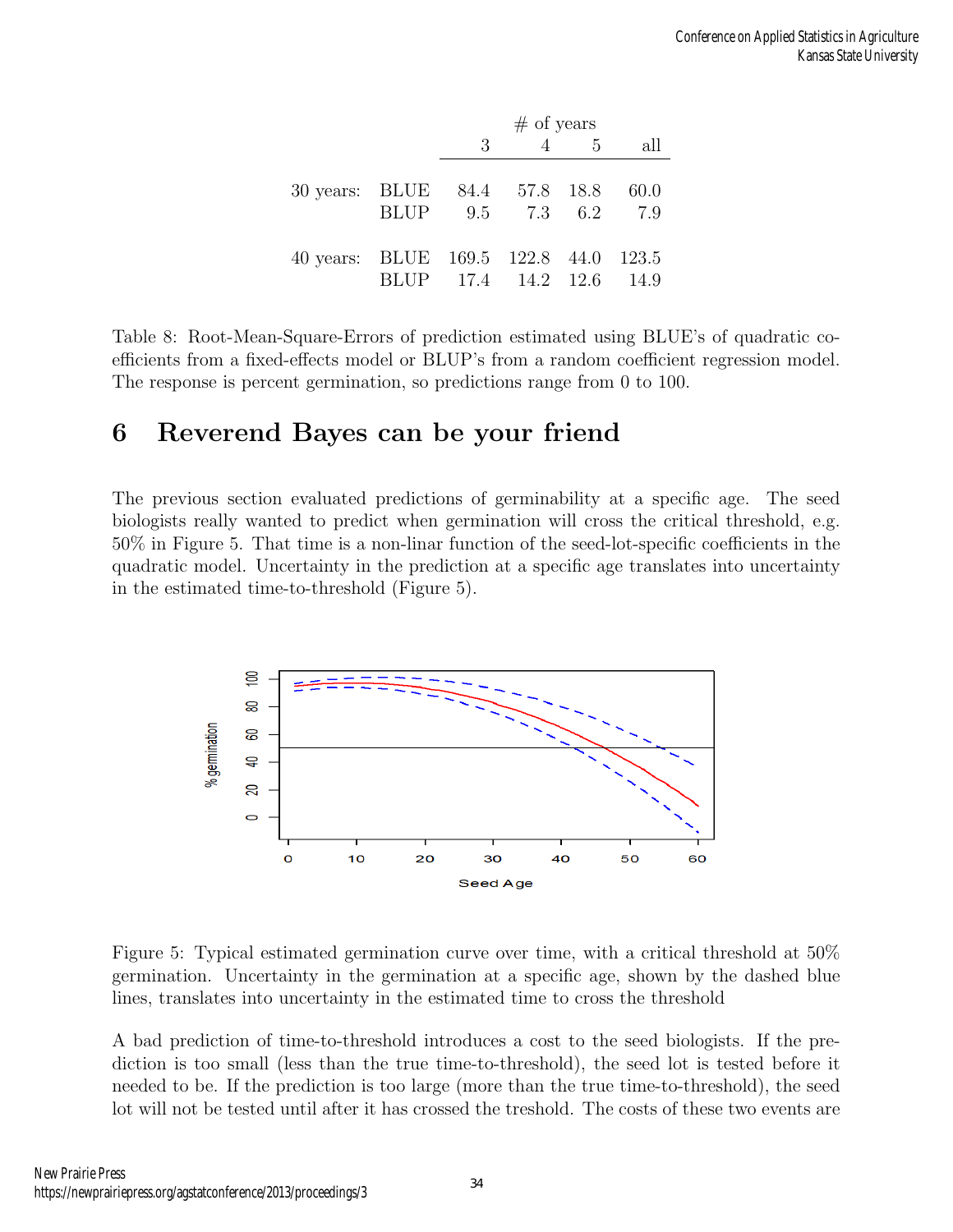| | | # of years | | | |
|---|---|---|---|---|---|
| | | 3 | 4 | 5 | all |
| 30 years: | BLUE | 84.4 | 57.8 | 18.8 | 60.0 |
| | BLUP | 9.5 | 7.3 | 6.2 | 7.9 |
| 40 years: | BLUE | 169.5 | 122.8 | 44.0 | 123.5 |
| | BLUP | 17.4 | 14.2 | 12.6 | 14.9 |

Table 8: Root-Mean-Square-Errors of prediction estimated using BLUE's of quadratic coefficients from a fixed-effects model or BLUP's from a random coefficient regression model. The response is percent germination, so predictions range from 0 to 100.

# 6 Reverend Bayes can be your friend

The previous section evaluated predictions of germinability at a specific age. The seed biologists really wanted to predict when germination will cross the critical threshold, e.g. 50% in Figure 5. That time is a non-linar function of the seed-lot-specific coefficients in the quadratic model. Uncertainty in the prediction at a specific age translates into uncertainty in the estimated time-to-threshold (Figure 5).

Figure 5: Typical estimated germination curve over time, with a critical threshold at 50% germination. Uncertainty in the germination at a specific age, shown by the dashed blue lines, translates into uncertainty in the estimated time to cross the threshold

A bad prediction of time-to-threshold introduces a cost to the seed biologists. If the prediction is too small (less than the true time-to-threshold), the seed lot is tested before it needed to be. If the prediction is too large (more than the true time-to-threshold), the seed lot will not be tested until after it has crossed the treshold. The costs of these two events are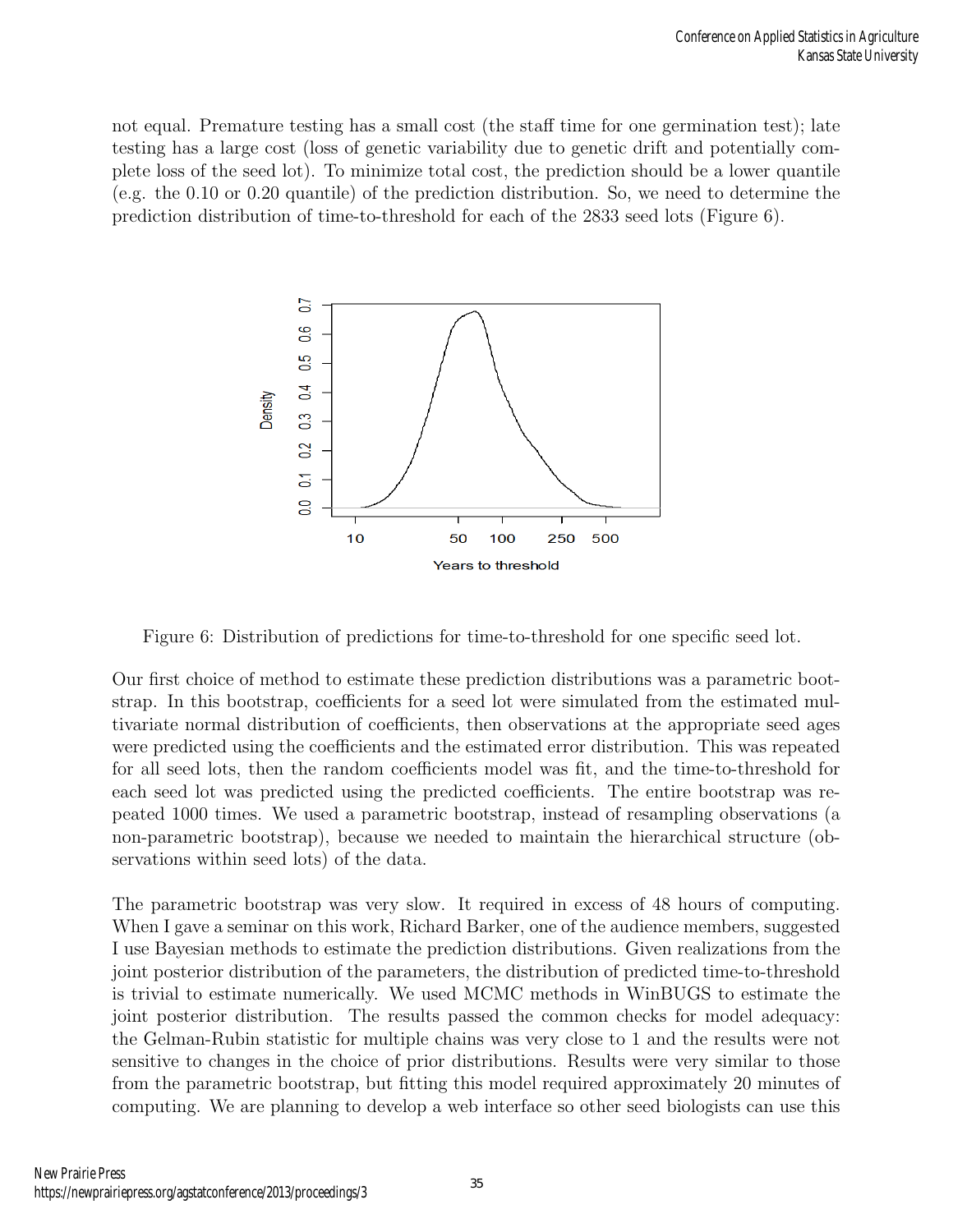not equal. Premature testing has a small cost (the staff time for one germination test); late testing has a large cost (loss of genetic variability due to genetic drift and potentially complete loss of the seed lot). To minimize total cost, the prediction should be a lower quantile (e.g. the 0.10 or 0.20 quantile) of the prediction distribution. So, we need to determine the prediction distribution of time-to-threshold for each of the 2833 seed lots (Figure 6).

Figure 6: Distribution of predictions for time-to-threshold for one specific seed lot.

Our first choice of method to estimate these prediction distributions was a parametric bootstrap. In this bootstrap, coefficients for a seed lot were simulated from the estimated multivariate normal distribution of coefficients, then observations at the appropriate seed ages were predicted using the coefficients and the estimated error distribution. This was repeated for all seed lots, then the random coefficients model was fit, and the time-to-threshold for each seed lot was predicted using the predicted coefficients. The entire bootstrap was repeated 1000 times. We used a parametric bootstrap, instead of resampling observations (a non-parametric bootstrap), because we needed to maintain the hierarchical structure (observations within seed lots) of the data.

The parametric bootstrap was very slow. It required in excess of 48 hours of computing. When I gave a seminar on this work, Richard Barker, one of the audience members, suggested I use Bayesian methods to estimate the prediction distributions. Given realizations from the joint posterior distribution of the parameters, the distribution of predicted time-to-threshold is trivial to estimate numerically. We used MCMC methods in WinBUGS to estimate the joint posterior distribution. The results passed the common checks for model adequacy: the Gelman-Rubin statistic for multiple chains was very close to 1 and the results were not sensitive to changes in the choice of prior distributions. Results were very similar to those from the parametric bootstrap, but fitting this model required approximately 20 minutes of computing. We are planning to develop a web interface so other seed biologists can use this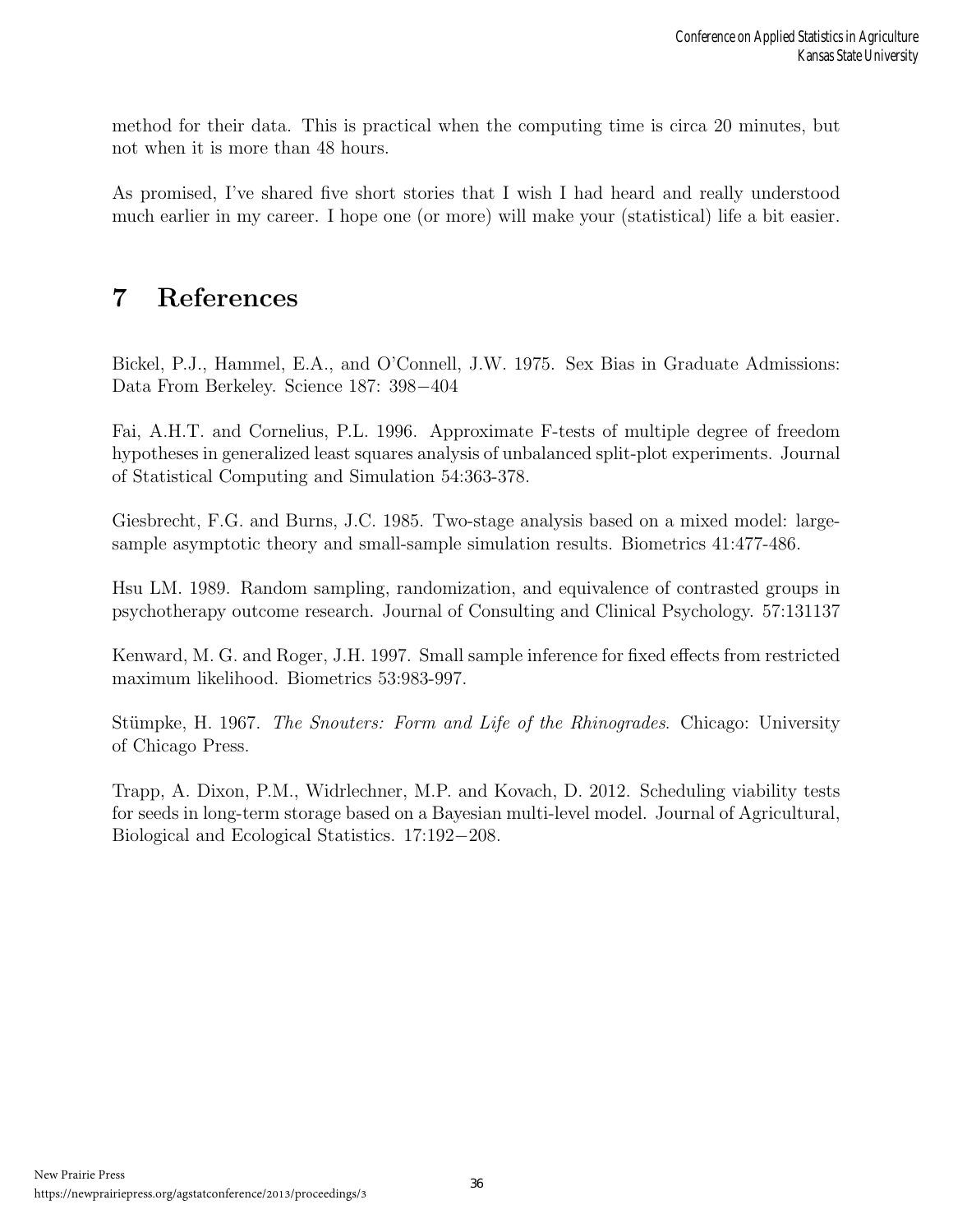method for their data. This is practical when the computing time is circa 20 minutes, but not when it is more than 48 hours.

As promised, I've shared five short stories that I wish I had heard and really understood much earlier in my career. I hope one (or more) will make your (statistical) life a bit easier.

# 7 References

Bickel, P.J., Hammel, E.A., and O'Connell, J.W. 1975. Sex Bias in Graduate Admissions: Data From Berkeley. Science 187: 398−404

Fai, A.H.T. and Cornelius, P.L. 1996. Approximate F-tests of multiple degree of freedom hypotheses in generalized least squares analysis of unbalanced split-plot experiments. Journal of Statistical Computing and Simulation 54:363-378.

Giesbrecht, F.G. and Burns, J.C. 1985. Two-stage analysis based on a mixed model: large-sample asymptotic theory and small-sample simulation results. Biometrics 41:477-486.

Hsu LM. 1989. Random sampling, randomization, and equivalence of contrasted groups in psychotherapy outcome research. Journal of Consulting and Clinical Psychology. 57:131137

Kenward, M. G. and Roger, J.H. 1997. Small sample inference for fixed effects from restricted maximum likelihood. Biometrics 53:983-997.

Stümpke, H. 1967. *The Snouters: Form and Life of the Rhinogrades*. Chicago: University of Chicago Press.

Trapp, A. Dixon, P.M., Widrlechner, M.P. and Kovach, D. 2012. Scheduling viability tests for seeds in long-term storage based on a Bayesian multi-level model. Journal of Agricultural, Biological and Ecological Statistics. 17:192−208.